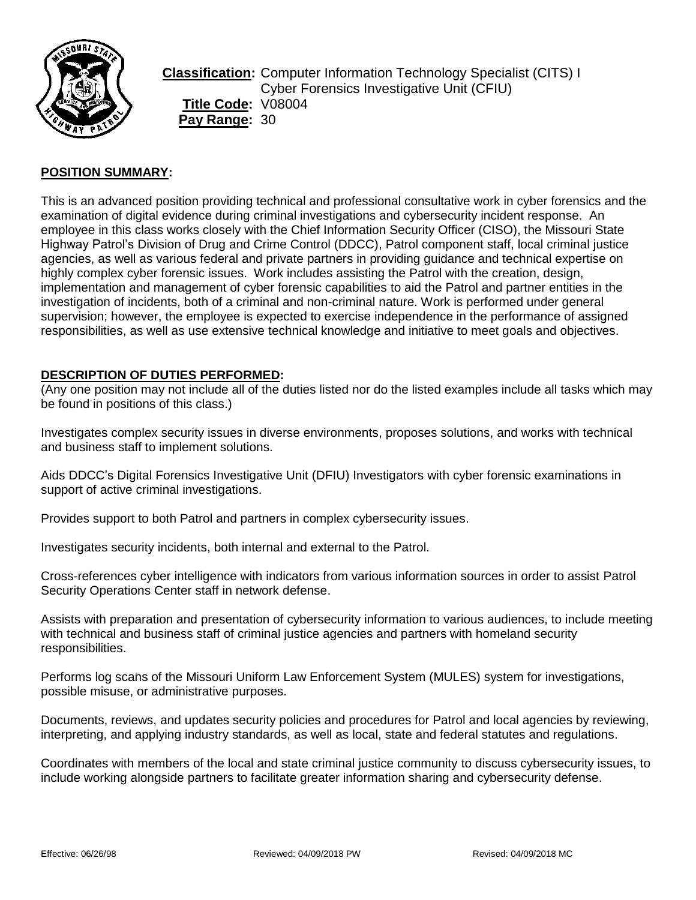**Classification:** Computer Information Technology Specialist (CITS) I
Cyber Forensics Investigative Unit (CFIU)
**Title Code:** V08004
**Pay Range:** 30

## POSITION SUMMARY:

This is an advanced position providing technical and professional consultative work in cyber forensics and the examination of digital evidence during criminal investigations and cybersecurity incident response. An employee in this class works closely with the Chief Information Security Officer (CISO), the Missouri State Highway Patrol's Division of Drug and Crime Control (DDCC), Patrol component staff, local criminal justice agencies, as well as various federal and private partners in providing guidance and technical expertise on highly complex cyber forensic issues. Work includes assisting the Patrol with the creation, design, implementation and management of cyber forensic capabilities to aid the Patrol and partner entities in the investigation of incidents, both of a criminal and non-criminal nature. Work is performed under general supervision; however, the employee is expected to exercise independence in the performance of assigned responsibilities, as well as use extensive technical knowledge and initiative to meet goals and objectives.

## DESCRIPTION OF DUTIES PERFORMED:

(Any one position may not include all of the duties listed nor do the listed examples include all tasks which may be found in positions of this class.)

Investigates complex security issues in diverse environments, proposes solutions, and works with technical and business staff to implement solutions.

Aids DDCC's Digital Forensics Investigative Unit (DFIU) Investigators with cyber forensic examinations in support of active criminal investigations.

Provides support to both Patrol and partners in complex cybersecurity issues.

Investigates security incidents, both internal and external to the Patrol.

Cross-references cyber intelligence with indicators from various information sources in order to assist Patrol Security Operations Center staff in network defense.

Assists with preparation and presentation of cybersecurity information to various audiences, to include meeting with technical and business staff of criminal justice agencies and partners with homeland security responsibilities.

Performs log scans of the Missouri Uniform Law Enforcement System (MULES) system for investigations, possible misuse, or administrative purposes.

Documents, reviews, and updates security policies and procedures for Patrol and local agencies by reviewing, interpreting, and applying industry standards, as well as local, state and federal statutes and regulations.

Coordinates with members of the local and state criminal justice community to discuss cybersecurity issues, to include working alongside partners to facilitate greater information sharing and cybersecurity defense.

Effective: 06/26/98 Reviewed: 04/09/2018 PW Revised: 04/09/2018 MC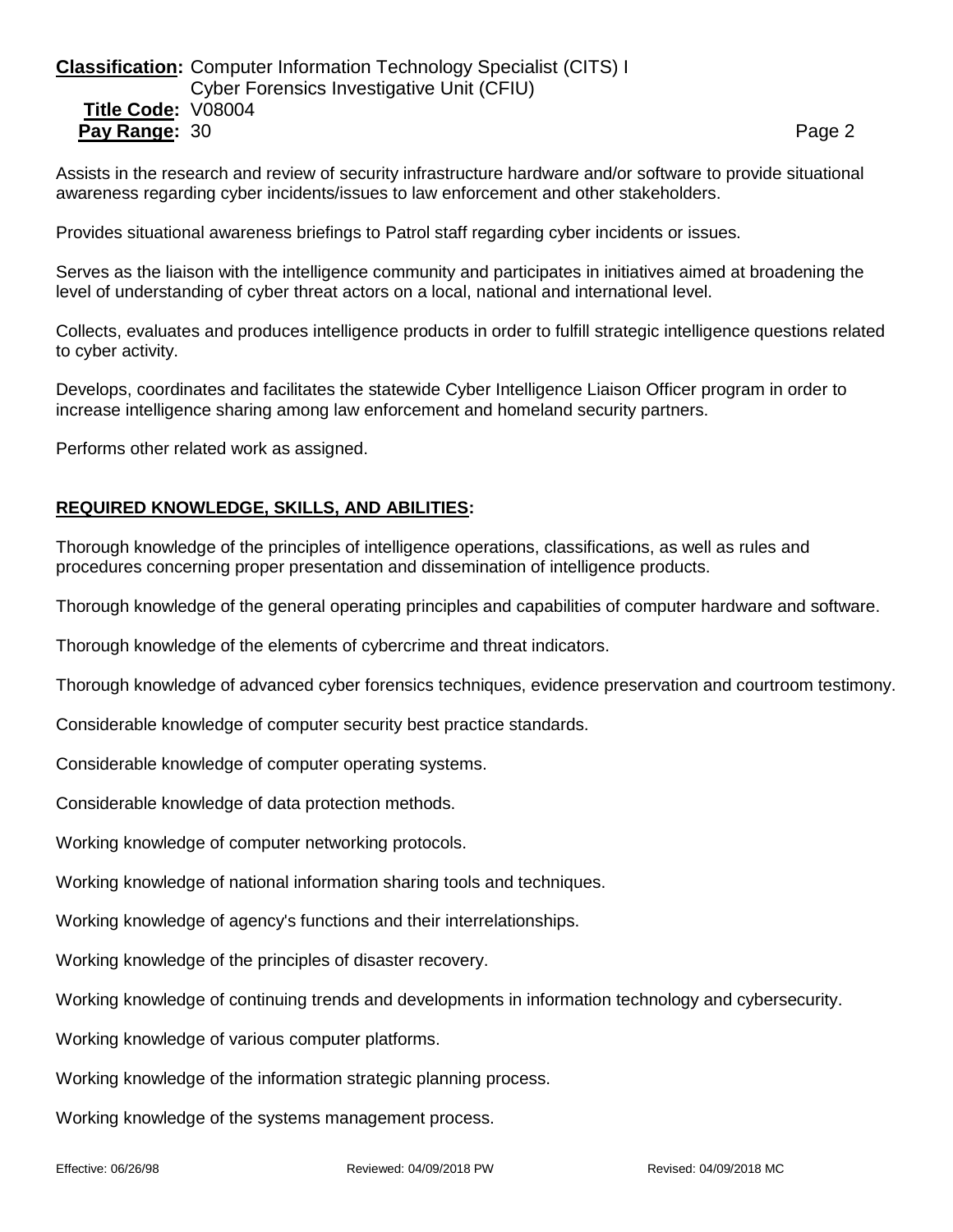Assists in the research and review of security infrastructure hardware and/or software to provide situational awareness regarding cyber incidents/issues to law enforcement and other stakeholders.

Provides situational awareness briefings to Patrol staff regarding cyber incidents or issues.

Serves as the liaison with the intelligence community and participates in initiatives aimed at broadening the level of understanding of cyber threat actors on a local, national and international level.

Collects, evaluates and produces intelligence products in order to fulfill strategic intelligence questions related to cyber activity.

Develops, coordinates and facilitates the statewide Cyber Intelligence Liaison Officer program in order to increase intelligence sharing among law enforcement and homeland security partners.

Performs other related work as assigned.

## REQUIRED KNOWLEDGE, SKILLS, AND ABILITIES:

Thorough knowledge of the principles of intelligence operations, classifications, as well as rules and procedures concerning proper presentation and dissemination of intelligence products.

Thorough knowledge of the general operating principles and capabilities of computer hardware and software.

Thorough knowledge of the elements of cybercrime and threat indicators.

Thorough knowledge of advanced cyber forensics techniques, evidence preservation and courtroom testimony.

Considerable knowledge of computer security best practice standards.

Considerable knowledge of computer operating systems.

Considerable knowledge of data protection methods.

Working knowledge of computer networking protocols.

Working knowledge of national information sharing tools and techniques.

Working knowledge of agency's functions and their interrelationships.

Working knowledge of the principles of disaster recovery.

Working knowledge of continuing trends and developments in information technology and cybersecurity.

Working knowledge of various computer platforms.

Working knowledge of the information strategic planning process.

Working knowledge of the systems management process.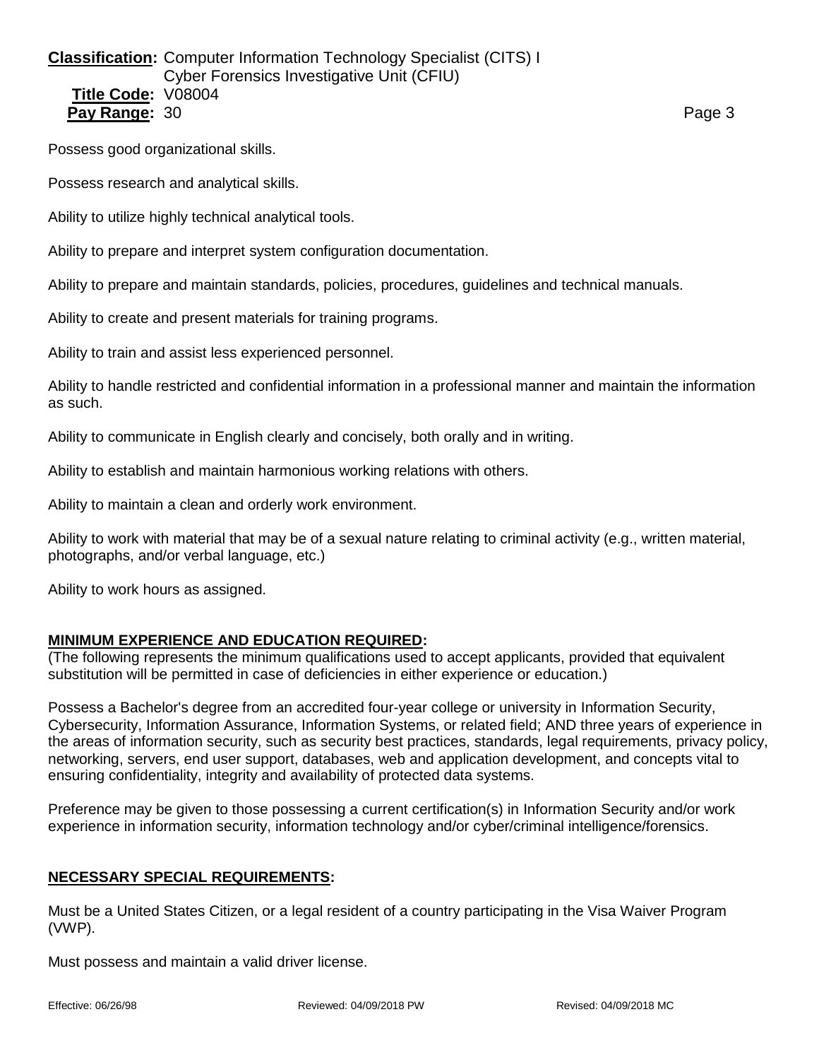Possess good organizational skills.

Possess research and analytical skills.

Ability to utilize highly technical analytical tools.

Ability to prepare and interpret system configuration documentation.

Ability to prepare and maintain standards, policies, procedures, guidelines and technical manuals.

Ability to create and present materials for training programs.

Ability to train and assist less experienced personnel.

Ability to handle restricted and confidential information in a professional manner and maintain the information as such.

Ability to communicate in English clearly and concisely, both orally and in writing.

Ability to establish and maintain harmonious working relations with others.

Ability to maintain a clean and orderly work environment.

Ability to work with material that may be of a sexual nature relating to criminal activity (e.g., written material, photographs, and/or verbal language, etc.)

Ability to work hours as assigned.

## MINIMUM EXPERIENCE AND EDUCATION REQUIRED:

(The following represents the minimum qualifications used to accept applicants, provided that equivalent substitution will be permitted in case of deficiencies in either experience or education.)

Possess a Bachelor's degree from an accredited four-year college or university in Information Security, Cybersecurity, Information Assurance, Information Systems, or related field; AND three years of experience in the areas of information security, such as security best practices, standards, legal requirements, privacy policy, networking, servers, end user support, databases, web and application development, and concepts vital to ensuring confidentiality, integrity and availability of protected data systems.

Preference may be given to those possessing a current certification(s) in Information Security and/or work experience in information security, information technology and/or cyber/criminal intelligence/forensics.

## NECESSARY SPECIAL REQUIREMENTS:

Must be a United States Citizen, or a legal resident of a country participating in the Visa Waiver Program (VWP).

Must possess and maintain a valid driver license.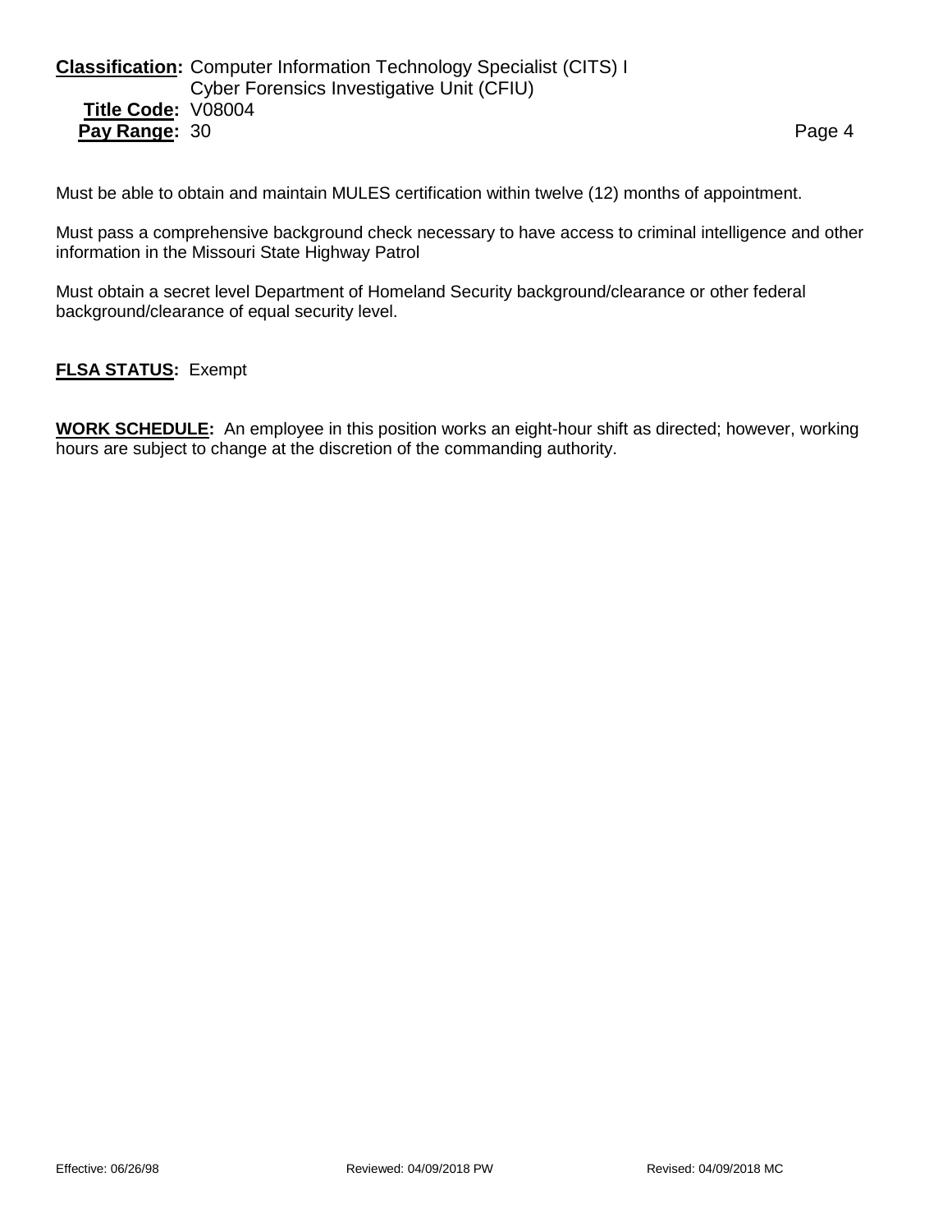Must be able to obtain and maintain MULES certification within twelve (12) months of appointment.

Must pass a comprehensive background check necessary to have access to criminal intelligence and other information in the Missouri State Highway Patrol

Must obtain a secret level Department of Homeland Security background/clearance or other federal background/clearance of equal security level.

**FLSA STATUS:** Exempt

**WORK SCHEDULE:** An employee in this position works an eight-hour shift as directed; however, working hours are subject to change at the discretion of the commanding authority.